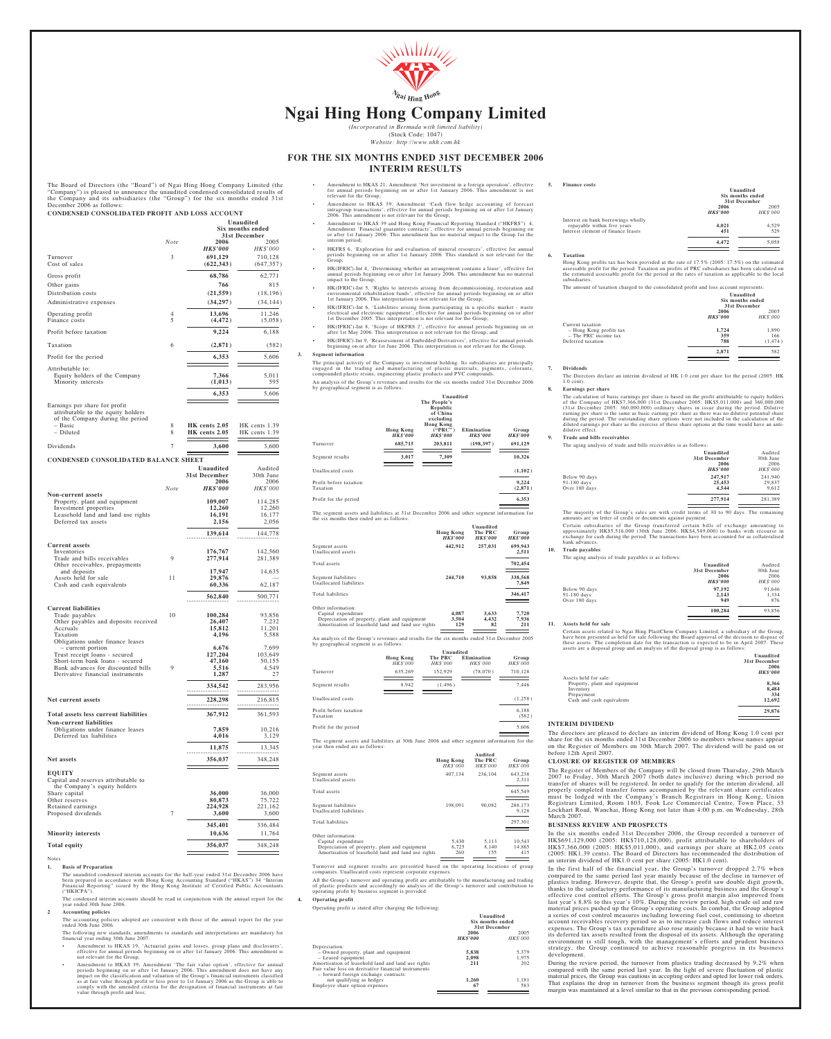# Ngai Hing Hong Company Limited

*(Incorporated in Bermuda with limited liability)*
(Stock Code: 1047)
*Website: http://www.nhh.com.hk*

## FOR THE SIX MONTHS ENDED 31ST DECEMBER 2006 INTERIM RESULTS

The Board of Directors (the "Board") of Ngai Hing Hong Company Limited (the "Company") is pleased to announce the unaudited condensed consolidated results of the Company and its subsidiaries (the "Group") for the six months ended 31st December 2006 as follows:

**CONDENSED CONSOLIDATED PROFIT AND LOSS ACCOUNT**

| | Note | Unaudited Six months ended 31st December 2006 HK$'000 | 2005 HK$'000 |
|---|---|---|---|
| Turnover | 3 | **691,129** | 710,128 |
| Cost of sales | | **(622,343)** | (647,357) |
| Gross profit | | **68,786** | 62,771 |
| Other gains | | **766** | 815 |
| Distribution costs | | **(21,559)** | (18,196) |
| Administrative expenses | | **(34,297)** | (34,144) |
| Operating profit | 4 | **13,696** | 11,246 |
| Finance costs | 5 | **(4,472)** | (5,058) |
| Profit before taxation | | **9,224** | 6,188 |
| Taxation | 6 | **(2,871)** | (582) |
| Profit for the period | | **6,353** | 5,606 |
| Attributable to: | | | |
| Equity holders of the Company | | **7,366** | 5,011 |
| Minority interests | | **(1,013)** | 595 |
| | | **6,353** | 5,606 |
| Earnings per share for profit attributable to the equity holders of the Company during the period | | | |
| – Basic | 8 | **HK cents 2.05** | HK cents 1.39 |
| – Diluted | 8 | **HK cents 2.05** | HK cents 1.39 |
| Dividends | 7 | **3,600** | 3,600 |

**CONDENSED CONSOLIDATED BALANCE SHEET**

| | Note | Unaudited 31st December 2006 HK$'000 | Audited 30th June 2006 HK$'000 |
|---|---|---|---|
| **Non-current assets** | | | |
| Property, plant and equipment | | **109,007** | 114,285 |
| Investment properties | | **12,260** | 12,260 |
| Leasehold land and land use rights | | **16,191** | 16,177 |
| Deferred tax assets | | **2,156** | 2,056 |
| | | **139,614** | 144,778 |
| **Current assets** | | | |
| Inventories | | **176,767** | 142,560 |
| Trade and bills receivables | 9 | **277,914** | 281,389 |
| Other receivables, prepayments and deposits | | **17,947** | 14,635 |
| Assets held for sale | 11 | **29,876** | — |
| Cash and cash equivalents | | **60,336** | 62,187 |
| | | **562,840** | 500,771 |
| **Current liabilities** | | | |
| Trade payables | 10 | **100,284** | 93,856 |
| Other payables and deposits received | | **26,407** | 7,232 |
| Accruals | | **15,812** | 11,201 |
| Taxation | | **4,196** | 5,588 |
| Obligations under finance leases – current portion | | **6,676** | 7,699 |
| Trust receipt loans - secured | | **127,204** | 103,649 |
| Short-term bank loans - secured | | **47,160** | 50,155 |
| Bank advances for discounted bills | 9 | **5,516** | 4,549 |
| Derivative financial instruments | | **1,287** | 27 |
| | | **334,542** | 283,956 |
| **Net current assets** | | **228,298** | 216,815 |
| **Total assets less current liabilities** | | **367,912** | 361,593 |
| **Non-current liabilities** | | | |
| Obligations under finance leases | | **7,859** | 10,216 |
| Deferred tax liabilities | | **4,016** | 3,129 |
| | | **11,875** | 13,345 |
| **Net assets** | | **356,037** | 348,248 |
| **EQUITY** | | | |
| Capital and reserves attributable to the Company's equity holders | | | |
| Share capital | | **36,000** | 36,000 |
| Other reserves | | **80,873** | 75,722 |
| Retained earnings | | **224,928** | 221,162 |
| Proposed dividends | 7 | **3,600** | 3,600 |
| | | **345,401** | 336,484 |
| **Minority interests** | | **10,636** | 11,764 |
| **Total equity** | | **356,037** | 348,248 |

Notes

1. **Basis of Preparation**

   The unaudited condensed interim accounts for the half-year ended 31st December 2006 have been prepared in accordance with Hong Kong Accounting Standard ("HKAS") 34 "Interim Financial Reporting" issued by the Hong Kong Institute of Certified Public Accountants ("HKICPA").

   The condensed interim accounts should be read in conjunction with the annual report for the year ended 30th June 2006.

2. **Accounting policies**

   The accounting policies adopted are consistent with those of the annual report for the year ended 30th June 2006.

   The following new standards, amendments to standards and interpretations are mandatory for financial year ending 30th June 2007.

   - Amendment to HKAS 19, 'Actuarial gains and losses, group plans and disclosures', effective for annual periods beginning on or after 1st January 2006. This amendment is not relevant for the Group;
   - Amendment to HKAS 39, Amendment 'The fair value option', effective for annual periods beginning on or after 1st January 2006. This amendment does not have any impact on the classification and valuation of the Group's financial instruments classified as at fair value through profit or loss prior to 1st January 2006 as the Group is able to comply with the amended criteria for the designation of financial instruments at fair value through profit and loss;
   - Amendment to HKAS 21, Amendment 'Net investment in a foreign operation', effective for annual periods beginning on or after 1st January 2006. This amendment is not relevant for the Group;
   - Amendment to HKAS 39, Amendment 'Cash flow hedge accounting of forecast intragroup transactions', effective for annual periods beginning on or after 1st January 2006. This amendment is not relevant for the Group;
   - Amendment to HKAS 39 and Hong Kong Financial Reporting Standard ("HKFRS") 4, Amendment 'Financial guarantee contracts', effective for annual periods beginning on or after 1st January 2006. This amendment has no material impact to the Group for the interim period;
   - HKFRS 6, 'Exploration for and evaluation of mineral resources', effective for annual periods beginning on or after 1st January 2006. This standard is not relevant for the Group;
   - HK(IFRIC)-Int 4, 'Determining whether an arrangement contains a lease', effective for annual periods beginning on or after 1st January 2006. This amendment has no material impact to the Group;
   - HK(IFRIC)-Int 5, 'Rights to interests arising from decommissioning, restoration and environmental rehabilitation funds', effective for annual periods beginning on or after 1st January 2006. This interpretation is not relevant for the Group;
   - HK(IFRIC)-Int 6, 'Liabilities arising from participating in a specific market - waste electrical and electronic equipment', effective for annual periods beginning on or after 1st December 2005. This interpretation is not relevant for the Group;
   - HK(IFRIC)-Int 8, 'Scope of HKFRS 2', effective for annual periods beginning on or after 1st May 2006. This interpretation is not relevant for the Group; and
   - HK(IFRIC)-Int 9, 'Reassessment of Embedded Derivatives', effective for annual periods beginning on or after 1st June 2006. This interpretation is not relevant for the Group.

3. **Segment information**

   The principal activity of the Company is investment holding. Its subsidiaries are principally engaged in the trading and manufacturing of plastic materials, pigments, colorants, compounded plastic resins, engineering plastic products and PVC compounds.

   An analysis of the Group's revenues and results for the six months ended 31st December 2006 by geographical segment is as follows:

| | Unaudited Hong Kong HK$'000 | The People's Republic of China excluding Hong Kong ("PRC") HK$'000 | Elimination HK$'000 | Group HK$'000 |
|---|---|---|---|---|
| Turnover | **685,715** | **203,811** | **(198,397)** | **691,129** |
| Segment results | **3,017** | **7,309** | | **10,326** |
| Unallocated costs | | | | **(1,102)** |
| Profit before taxation | | | | **9,224** |
| Taxation | | | | **(2,871)** |
| Profit for the period | | | | **6,353** |

The segment assets and liabilities at 31st December 2006 and other segment information for the six months then ended are as follows:

| | Hong Kong HK$'000 | Unaudited The PRC HK$'000 | Group HK$'000 |
|---|---|---|---|
| Segment assets | **442,912** | **257,031** | **699,943** |
| Unallocated assets | | | **2,511** |
| Total assets | | | **702,454** |
| Segment liabilities | **244,710** | **93,858** | **338,568** |
| Unallocated liabilities | | | **7,849** |
| Total liabilities | | | **346,417** |
| Other information: | | | |
| Capital expenditure | **4,087** | **3,633** | **7,720** |
| Depreciation of property, plant and equipment | **3,504** | **4,432** | **7,936** |
| Amortisation of leasehold land and land use rights | **129** | **82** | **211** |

An analysis of the Group's revenues and results for the six months ended 31st December 2005 by geographical segment is as follows:

| | Unaudited Hong Kong HK$'000 | The PRC HK$'000 | Elimination HK$'000 | Group HK$'000 |
|---|---|---|---|---|
| Turnover | 635,269 | 152,929 | (78,070) | 710,128 |
| Segment results | 8,942 | (1,496) | | 7,446 |
| Unallocated costs | | | | (1,258) |
| Profit before taxation | | | | 6,188 |
| Taxation | | | | (582) |
| Profit for the period | | | | 5,606 |

The segment assets and liabilities at 30th June 2006 and other segment information for the year then ended are as follows:

| | Hong Kong HK$'000 | Audited The PRC HK$'000 | Group HK$'000 |
|---|---|---|---|
| Segment assets | 407,134 | 236,104 | 643,238 |
| Unallocated assets | | | 2,311 |
| Total assets | | | 645,549 |
| Segment liabilities | 198,091 | 90,082 | 288,173 |
| Unallocated liabilities | | | 9,128 |
| Total liabilities | | | 297,301 |
| Other information: | | | |
| Capital expenditure | 5,430 | 5,113 | 10,543 |
| Depreciation of property, plant and equipment | 6,725 | 8,140 | 14,865 |
| Amortisation of leasehold land and land use rights | 260 | 155 | 415 |

Turnover and segment results are presented based on the operating locations of group companies. Unallocated costs represent corporate expenses.

All the Group's turnover and operating profit are attributable to the manufacturing and trading of plastic products and accordingly no analysis of the Group's turnover and contribution to operating profit by business segment is provided.

4. **Operating profit**

   Operating profit is stated after charging the following:

| | Unaudited Six months ended 31st December 2006 HK$'000 | 2005 HK$'000 |
|---|---|---|
| Depreciation: | | |
| – Owned property, plant and equipment | **5,838** | 5,379 |
| – Leased equipment | **2,098** | 1,975 |
| Amortisation of leasehold land and land use rights | **211** | 202 |
| Fair value loss on derivative financial instruments | | |
| – forward foreign exchange contracts: not qualifying as hedges | **1,260** | 1,181 |
| Employee share option expenses | **67** | 583 |

5. **Finance costs**

| | Unaudited Six months ended 31st December 2006 HK$'000 | 2005 HK$'000 |
|---|---|---|
| Interest on bank borrowings wholly repayable within five years | **4,021** | 4,529 |
| Interest element of finance leases | **451** | 529 |
| | **4,472** | 5,058 |

6. **Taxation**

   Hong Kong profits tax has been provided at the rate of 17.5% (2005: 17.5%) on the estimated assessable profit for the period. Taxation on profits of PRC subsidiaries has been calculated on the estimated assessable profit for the period at the rates of taxation as applicable to the local subsidiaries.

   The amount of taxation charged to the consolidated profit and loss account represents:

| | Unaudited Six months ended 31st December 2006 HK$'000 | 2005 HK$'000 |
|---|---|---|
| Current taxation | | |
| – Hong Kong profits tax | **1,724** | 1,890 |
| – The PRC income tax | **359** | 166 |
| Deferred taxation | **788** | (1,474) |
| | **2,871** | 582 |

7. **Dividends**

   The Directors declare an interim dividend of HK 1.0 cent per share for the period (2005: HK 1.0 cent).

8. **Earnings per share**

   The calculation of basic earnings per share is based on the profit attributable to equity holders of the Company of HK$7,366,000 (31st December 2005: HK$5,011,000) and 360,000,000 (31st December 2005: 360,000,000) ordinary shares in issue during the period. Diluted earning per share is the same as basic earning per share as there was no dilutive potential share during the period. The outstanding share options were not included in the calculation of the diluted earnings per share as the exercise of these share options at the time would have an anti-dilutive effect.

9. **Trade and bills receivables**

   The aging analysis of trade and bills receivables is as follows:

| | Unaudited 31st December 2006 HK$'000 | Audited 30th June 2006 HK$'000 |
|---|---|---|
| Below 90 days | **247,917** | 241,940 |
| 91-180 days | **25,453** | 29,837 |
| Over 180 days | **4,544** | 9,612 |
| | **277,914** | 281,389 |

The majority of the Group's sales are with credit terms of 30 to 90 days. The remaining amounts are on letter of credit or documents against payment.

Certain subsidiaries of the Group transferred certain bills of exchange amounting to approximately HK$5,516,000 (30th June 2006: HK$4,549,000) to banks with recourse in exchange for cash during the period. The transactions have been accounted for as collateralised bank advances.

10. **Trade payables**

    The aging analysis of trade payables is as follows:

| | Unaudited 31st December 2006 HK$'000 | Audited 30th June 2006 HK$'000 |
|---|---|---|
| Below 90 days | **97,192** | 91,646 |
| 91-180 days | **2,143** | 1,334 |
| Over 180 days | **949** | 876 |
| | **100,284** | 93,856 |

11. **Assets held for sale**

    Certain assets related to Ngai Hing PlastChem Company Limited, a subsidiary of the Group, have been presented as held for sale following the Board approval of the decision to dispose of these assets. The completion date for the transaction is expected to be in April 2007. These assets are a disposal group and an analysis of the disposal group is as follows:

| | Unaudited 31st December 2006 HK$'000 |
|---|---|
| Assets held for sale: | |
| Property, plant and equipment | **8,366** |
| Inventory | **8,484** |
| Prepayment | **334** |
| Cash and cash equivalents | **12,692** |
| | **29,876** |

### INTERIM DIVIDEND

The directors are pleased to declare an interim dividend of Hong Kong 1.0 cent per share for the six months ended 31st December 2006 to members whose names appear on the Register of Members on 30th March 2007. The dividend will be paid on or before 12th April 2007.

### CLOSURE OF REGISTER OF MEMBERS

The Register of Members of the Company will be closed from Thursday, 29th March 2007 to Friday, 30th March 2007 (both dates inclusive) during which period no transfer of shares will be registered. In order to qualify for the interim dividend, all properly completed transfer forms accompanied by the relevant share certificates must be lodged with the Company's Branch Registrars in Hong Kong, Union Registrars Limited, Room 1803, Fook Lee Commercial Centre, Town Place, 33 Lockhart Road, Wanchai, Hong Kong not later than 4:00 p.m. on Wednesday, 28th March 2007.

### BUSINESS REVIEW AND PROSPECTS

In the six months ended 31st December 2006, the Group recorded a turnover of HK$691,129,000 (2005: HK$710,128,000), profit attributable to shareholders of HK$7,366,000 (2005: HK$5,011,000), and earnings per share at HK2.05 cents (2005: HK1.39 cents). The Board of Directors has recommended the distribution of an interim dividend of HK1.0 cent per share (2005: HK1.0 cent).

In the first half of the financial year, the Group's turnover dropped 2.7% when compared to the same period last year mainly because of the decline in turnover of plastics trading. However, despite that, the Group's profit saw double digit growth, thanks to the satisfactory performance of its manufacturing business and the Group's effective cost control efforts. The Group's gross profit margin also improved from last year's 8.8% to this year's 10%. During the review period, high crude oil and raw material prices pushed up the Group's operating costs. In combat, the Group adopted a series of cost control measures including lowering fuel cost, continuing to shorten account receivables recovery period so as to increase cash flows and reduce interest expenses. The Group's tax expenditure also rose mainly because it had to write back its deferred tax assets resulted from the disposal of its assets. Although the operating environment is still tough, with the management's efforts and prudent business strategy, the Group continued to achieve reasonable progress in its business development.

During the review period, the turnover from plastics trading decreased by 9.2% when compared with the same period last year. In the light of severe fluctuation of plastic material prices, the Group was cautious in accepting orders and opted for lower risk orders. That explains the drop in turnover from the business segment though its gross profit margin was maintained at a level similar to that in the previous corresponding period.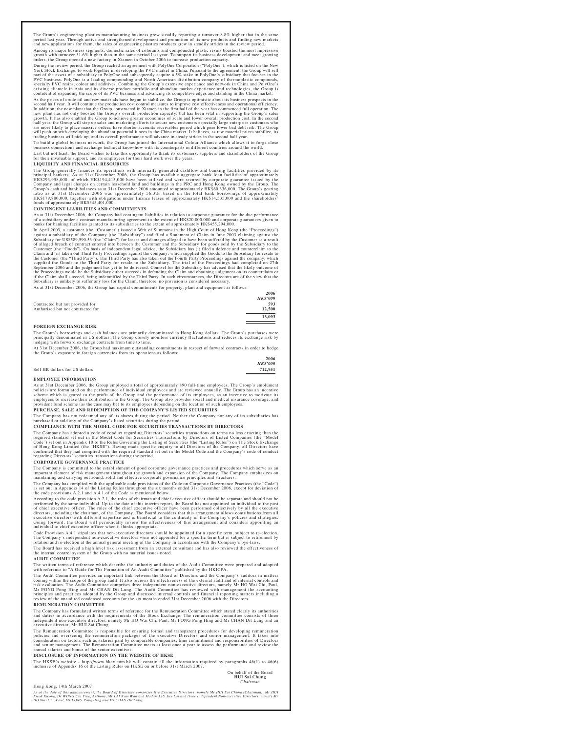The Group's engineering plastics manufacturing business grew steadily reporting a turnover 8.8% higher that in the same period last year. Through active and strengthened development and promotion of its new products and finding new markets and new applications for them, the sales of engineering plastics products grew in steadily strides in the review period.

Among its major business segments, domestic sales of colorants and compounded plastic resins boasted the most impressive growth with turnover 31.6% higher than in the same period last year. To support its business development and meet growing orders, the Group opened a new factory in Xiamen in October 2006 to increase production capacity.

During the review period, the Group reached an agreement with PolyOne Corporation ("PolyOne"), which is listed on the New York Stock Exchange, to work together in developing the PVC market in China. Pursuant to the agreement, the Group will sell part of the assets of a subsidiary to PolyOne and subsequently acquire a 5% stake in PolyOne's subsidiary that focuses in the PVC business. PolyOne is a leading compounding and North American distribution company of thermoplastic compounds, specialty PVC resins, colour and additives. Combining the Group's extensive experience and network in China and PolyOne's existing clientele in Asia and its diverse product portfolio and abundant market experience and technologies, the Group is confident of expanding the scope of its PVC business and advancing its competitive edges and standing in the China market.

As the prices of crude oil and raw materials have begun to stabilize, the Group is optimistic about its business prospects in the second half year. It will continue the production cost control measures to improve cost effectiveness and operational efficiency. In addition, the new plant that the Group constructed in Xiamen in the first half of the year has commenced full operation. The new plant has not only boosted the Group's overall production capacity, but has been vital in supporting the Group's sales growth. It has also enabled the Group to achieve greater economies of scale and lower overall production cost. In the second half year, the Group will step up sales and marketing efforts to secure new customers especially large enterprise customers who are more likely to place massive orders, have shorter accounts receivables period which pose lower bad debt risk. The Group will push on with developing the abundant potential it sees in the China market. It believes, as raw material prices stabilize, its trading business will pick up, and its overall performance will advance in steady strides in the second half year.

To build a global business network, the Group has joined the International Colour Alliance which allows it to forge close business connections and exchange technical know-how with its counterparts in different countries around the world.

Last but not least, the Board wishes to take this opportunity to thank its customers, suppliers and shareholders of the Group for their invaluable support, and its employees for their hard work over the years.

**LIQUIDITY AND FINANCIAL RESOURCES**

The Group generally finances its operations with internally generated cashflow and banking facilities provided by its principal bankers. As at 31st December 2006, the Group has available aggregate bank loan facilities of approximately HK$293,958,000, of which HK$194,415,000 have been utilised and were secured by corporate guarantee issued by the Company and legal charges on certain leasehold land and buildings in the PRC and Hong Kong owned by the Group. The Group's cash and bank balances as at 31st December 2006 amounted to approximately HK$60,336,000. The Group's gearing ratio as at 31st December 2006 was approximately 56.3%, based on the total bank borrowings of approximately HK$179,880,000, together with obligations under finance leases of approximately HK$14,535,000 and the shareholders' funds of approximately HK$345,401,000.

**CONTINGENT LIABILITIES AND COMMITMENTS**

As at 31st December 2006, the Company had contingent liabilities in relation to corporate guarantee for the due performance of a subsidiary under a contract manufacturing agreement to the extent of HK$20,000,000 and corporate guarantees given to banks for banking facilities granted to its subsidiaries to the extent of approximately HK$455,294,000.

In April 2003, a customer (the "Customer") issued a Writ of Summons in the High Court of Hong Kong (the "Proceedings") against a subsidiary of the Company (the "Subsidiary") and filed a Statement of Claim in June 2003 claiming against the Subsidiary for US$589,590.53 (the "Claim") for losses and damages alleged to have been suffered by the Customer as a result of alleged breach of contract entered into between the Customer and the Subsidiary for goods sold by the Subsidiary to the Customer (the "Goods"). On basis of independent legal advice, the Subsidiary has (i) filed a defence and counterclaim to the Claim and (ii) taken out Third Party Proceedings against the company, which supplied the Goods to the Subsidiary for resale to the Customer (the "Third Party"). The Third Party has also taken out the Fourth Party Proceedings against the company, which supplied the Goods to the Third Party for resale to the Subsidiary. The trial of the Proceedings had completed on 27th September 2006 and the judgement has yet to be delivered. Counsel for the Subsidiary has advised that the likely outcome of the Proceedings would be the Subsidiary either succeeds in defending the Claim and obtaining judgement on its counterclaim or if the Claim shall succeed, being indemnified by the Third Party. In such circumstances, the Directors are of the view that the Subsidiary is unlikely to suffer any loss for the Claim, therefore, no provision is considered necessary.

As at 31st December 2006, the Group had capital commitments for property, plant and equipment as follows:

| | 2006 |
|---|---|
| | *HK$'000* |
| Contracted but not provided for | 593 |
| Authorised but not contracted for | 12,500 |
| | 13,093 |

**FOREIGN EXCHANGE RISK**

The Group's borrowings and cash balances are primarily denominated in Hong Kong dollars. The Group's purchases were principally denominated in US dollars. The Group closely monitors currency fluctuations and reduces its exchange risk by hedging with forward exchange contracts from time to time.

At 31st December 2006, the Group had maximum outstanding commitments in respect of forward contracts in order to hedge the Group's exposure in foreign currencies from its operations as follows:

| | 2006 |
|---|---|
| | *HK$'000* |
| Sell HK dollars for US dollars | 712,951 |

**EMPLOYEE INFORMATION**

As at 31st December 2006, the Group employed a total of approximately 890 full-time employees. The Group's emolument policies are formulated on the performance of individual employees and are reviewed annually. The Group has an incentive scheme which is geared to the profit of the Group and the performance of its employees, as an incentive to motivate its employees to increase their contribution to the Group. The Group also provides social and medical insurance coverage, and provident fund scheme (as the case may be) to its employees depending on the location of such employees.

**PURCHASE, SALE AND REDEMPTION OF THE COMPANY'S LISTED SECURITIES**

The Company has not redeemed any of its shares during the period. Neither the Company nor any of its subsidiaries has purchased or sold any of the Company's listed securities during the period.

**COMPLIANCE WITH THE MODEL CODE FOR SECURITIES TRANSACTIONS BY DIRECTORS**

The Company has adopted a code of conduct regarding Directors' securities transactions on terms no less exacting than the required standard set out in the Model Code for Securities Transactions by Directors of Listed Companies (the "Model Code") set out in Appendix 10 to the Rules Governing the Listing of Securities (the "Listing Rules") on The Stock Exchange of Hong Kong Limited (the "HKSE"). Having made specific enquiry to all Directors of the Company, all Directors have confirmed that they had complied with the required standard set out in the Model Code and the Company's code of conduct regarding Directors' securities transactions during the period.

**CORPORATE GOVERNANCE PRACTICE**

The Company is committed to the establishment of good corporate governance practices and procedures which serve as an important element of risk management throughout the growth and expansion of the Company. The Company emphasizes on maintaining and carrying out sound, solid and effective corporate governance principles and structures.

The Company has complied with the applicable code provisions of the Code on Corporate Governance Practices (the "Code") as set out in Appendix 14 of the Listing Rules throughout the six months ended 31st December 2006, except for deviation of the code provisions A.2.1 and A.4.1 of the Code as mentioned below.

According to the code provision A.2.1, the roles of chairman and chief executive officer should be separate and should not be performed by the same individual. Up to the date of this interim report, the Board has not appointed an individual to the post of chief executive officer. The roles of the chief executive officer have been performed collectively by all the executive directors, including the chairman, of the Company. The Board considers that this arrangement allows contributions from all executive directors with different expertise and is beneficial to the continuity of the Company's policies and strategies. Going forward, the Board will periodically review the effectiveness of this arrangement and considers appointing an individual to chief executive officer when it thinks appropriate.

Code Provision A.4.1 stipulates that non-executive directors should be appointed for a specific term, subject to re-election. The Company's independent non-executive directors were not appointed for a specific term but is subject to retirement by rotation and re-election at the annual general meeting of the Company in accordance with the Company's bye-laws.

The Board has received a high level risk assessment from an external consultant and has also reviewed the effectiveness of the internal control system of the Group with no material issues noted.

**AUDIT COMMITTEE**

The written terms of reference which describe the authority and duties of the Audit Committee were prepared and adopted with reference to "A Guide for The Formation of An Audit Committee" published by the HKICPA.

The Audit Committee provides an important link between the Board of Directors and the Company's auditors in matters coming within the scope of the group audit. It also reviews the effectiveness of the external audit and of internal controls and risk evaluation. The Audit Committee comprises three independent non-executive directors, namely Mr HO Wai Chi, Paul, Mr FONG Pong Hing and Mr CHAN Dit Lung. The Audit Committee has reviewed with management the accounting principles and practices adopted by the Group and discussed internal controls and financial reporting matters including a review of the unaudited condensed accounts for the six months ended 31st December 2006 with the Directors.

**REMUNERATION COMMITTEE**

The Company has formulated written terms of reference for the Remuneration Committee which stated clearly its authorities and duties in accordance with the requirements of the Stock Exchange. The remuneration committee consists of three independent non-executive directors, namely Mr HO Wai Chi, Paul, Mr FONG Pong Hing and Mr CHAN Dit Lung and an executive director, Mr HUI Sai Chung.

The Remuneration Committee is responsible for ensuring formal and transparent procedures for developing remuneration policies and overseeing the remuneration packages of the executive Directors and senior management. It takes into consideration on factors such as salaries paid by comparable companies, time commitment and responsibilities of Directors and senior management. The Remuneration Committee meets at least once a year to assess the performance and review the annual salaries and bonus of the senior executives.

**DISCLOSURE OF INFORMATION ON THE WEBSITE OF HKSE**

The HKSE's website - http://www.hkex.com.hk will contain all the information required by paragraphs 46(1) to 46(6) inclusive of Appendix 16 of the Listing Rules on HKSE on or before 31st March 2007.

On behalf of the Board
**HUI Sai Chung**
*Chairman*

Hong Kong, 14th March 2007

*As at the date of this announcement, the Board of Directors comprises five Executive Directors, namely Mr HUI Sai Chung (Chairman), Mr HUI Kwok Kwong, Dr WONG Chi Ying, Anthony, Mr LAI Kam Wah and Madam LIU Sau Lai and three Independent Non-executive Directors, namely Mr HO Wai Chi, Paul, Mr FONG Pong Hing and Mr CHAN Dit Lung.*